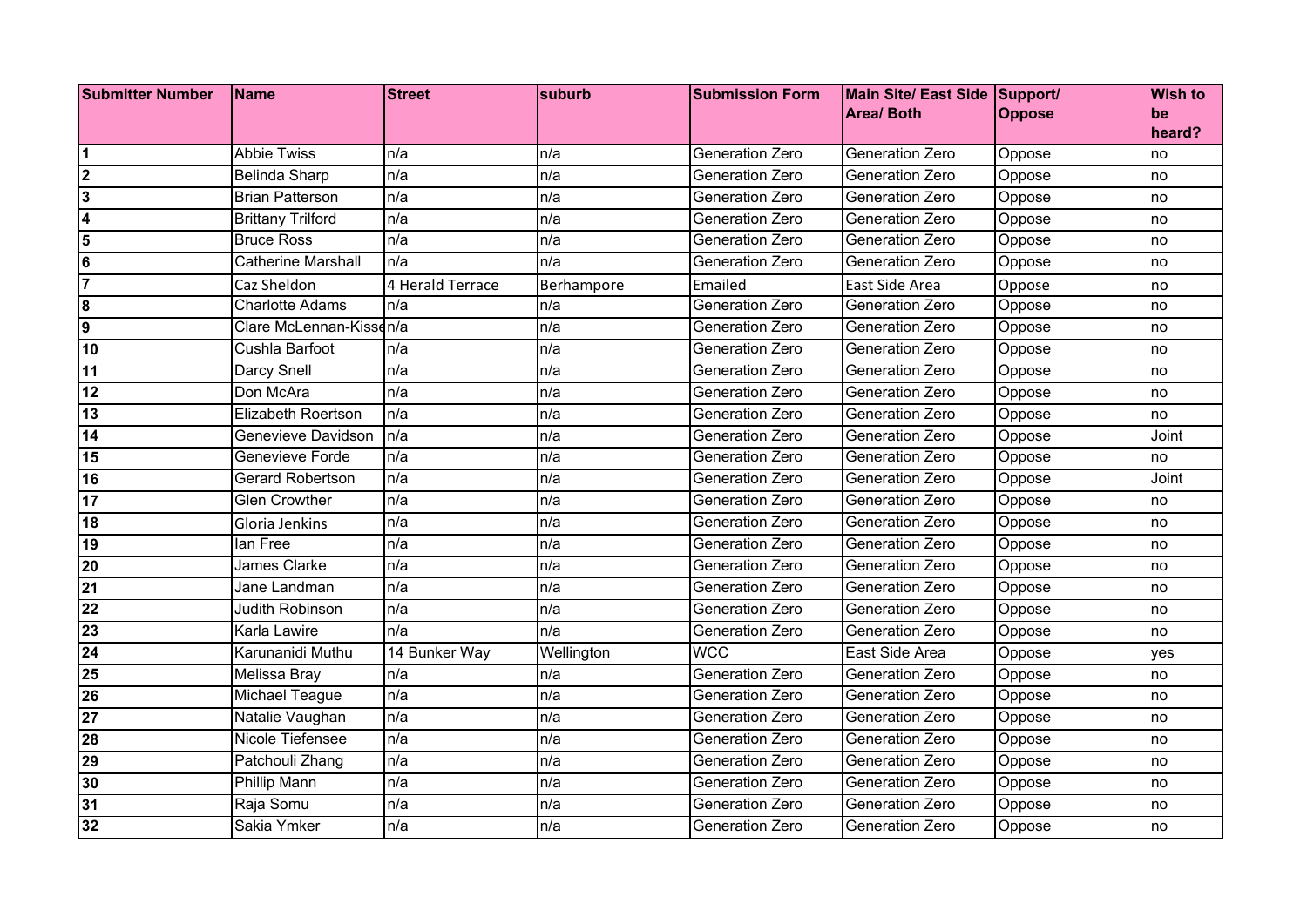| Submitter Number | Name | Street | suburb | Submission Form | Main Site/ East Side Area/ Both | Support/ Oppose | Wish to be heard? |
|---|---|---|---|---|---|---|---|
| 1 | Abbie Twiss | n/a | n/a | Generation Zero | Generation Zero | Oppose | no |
| 2 | Belinda Sharp | n/a | n/a | Generation Zero | Generation Zero | Oppose | no |
| 3 | Brian Patterson | n/a | n/a | Generation Zero | Generation Zero | Oppose | no |
| 4 | Brittany Trilford | n/a | n/a | Generation Zero | Generation Zero | Oppose | no |
| 5 | Bruce Ross | n/a | n/a | Generation Zero | Generation Zero | Oppose | no |
| 6 | Catherine Marshall | n/a | n/a | Generation Zero | Generation Zero | Oppose | no |
| 7 | Caz Sheldon | 4 Herald Terrace | Berhampore | Emailed | East Side Area | Oppose | no |
| 8 | Charlotte Adams | n/a | n/a | Generation Zero | Generation Zero | Oppose | no |
| 9 | Clare McLennan-Kisse | n/a | n/a | Generation Zero | Generation Zero | Oppose | no |
| 10 | Cushla Barfoot | n/a | n/a | Generation Zero | Generation Zero | Oppose | no |
| 11 | Darcy Snell | n/a | n/a | Generation Zero | Generation Zero | Oppose | no |
| 12 | Don McAra | n/a | n/a | Generation Zero | Generation Zero | Oppose | no |
| 13 | Elizabeth Roertson | n/a | n/a | Generation Zero | Generation Zero | Oppose | no |
| 14 | Genevieve Davidson | n/a | n/a | Generation Zero | Generation Zero | Oppose | Joint |
| 15 | Genevieve Forde | n/a | n/a | Generation Zero | Generation Zero | Oppose | no |
| 16 | Gerard Robertson | n/a | n/a | Generation Zero | Generation Zero | Oppose | Joint |
| 17 | Glen Crowther | n/a | n/a | Generation Zero | Generation Zero | Oppose | no |
| 18 | Gloria Jenkins | n/a | n/a | Generation Zero | Generation Zero | Oppose | no |
| 19 | Ian Free | n/a | n/a | Generation Zero | Generation Zero | Oppose | no |
| 20 | James Clarke | n/a | n/a | Generation Zero | Generation Zero | Oppose | no |
| 21 | Jane Landman | n/a | n/a | Generation Zero | Generation Zero | Oppose | no |
| 22 | Judith Robinson | n/a | n/a | Generation Zero | Generation Zero | Oppose | no |
| 23 | Karla Lawire | n/a | n/a | Generation Zero | Generation Zero | Oppose | no |
| 24 | Karunanidi Muthu | 14 Bunker Way | Wellington | WCC | East Side Area | Oppose | yes |
| 25 | Melissa Bray | n/a | n/a | Generation Zero | Generation Zero | Oppose | no |
| 26 | Michael Teague | n/a | n/a | Generation Zero | Generation Zero | Oppose | no |
| 27 | Natalie Vaughan | n/a | n/a | Generation Zero | Generation Zero | Oppose | no |
| 28 | Nicole Tiefensee | n/a | n/a | Generation Zero | Generation Zero | Oppose | no |
| 29 | Patchouli Zhang | n/a | n/a | Generation Zero | Generation Zero | Oppose | no |
| 30 | Phillip Mann | n/a | n/a | Generation Zero | Generation Zero | Oppose | no |
| 31 | Raja Somu | n/a | n/a | Generation Zero | Generation Zero | Oppose | no |
| 32 | Sakia Ymker | n/a | n/a | Generation Zero | Generation Zero | Oppose | no |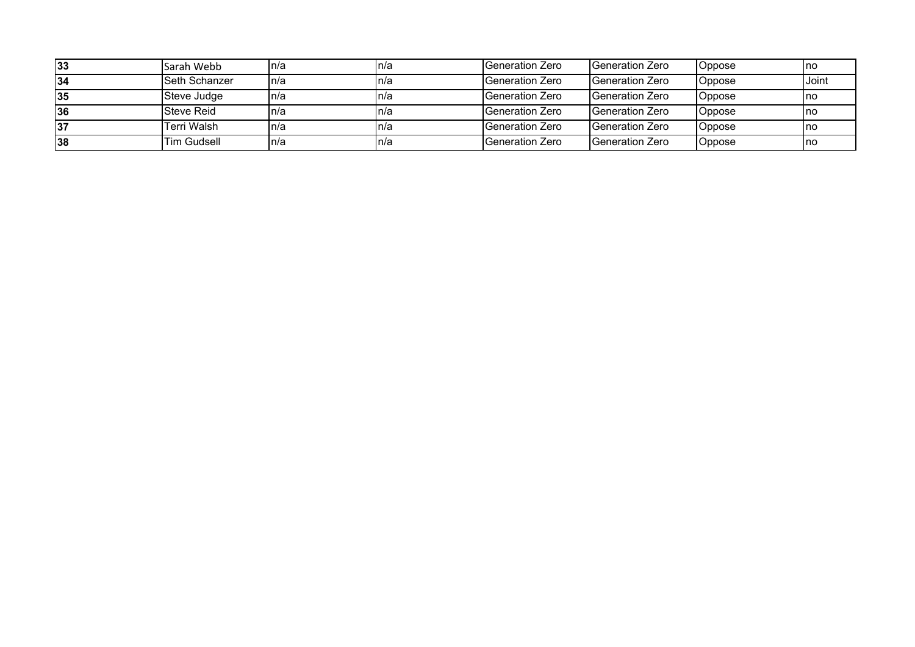| | | | | | | | |
|---|---|---|---|---|---|---|---|
| **33** | Sarah Webb | n/a | n/a | Generation Zero | Generation Zero | Oppose | no |
| **34** | Seth Schanzer | n/a | n/a | Generation Zero | Generation Zero | Oppose | Joint |
| **35** | Steve Judge | n/a | n/a | Generation Zero | Generation Zero | Oppose | no |
| **36** | Steve Reid | n/a | n/a | Generation Zero | Generation Zero | Oppose | no |
| **37** | Terri Walsh | n/a | n/a | Generation Zero | Generation Zero | Oppose | no |
| **38** | Tim Gudsell | n/a | n/a | Generation Zero | Generation Zero | Oppose | no |